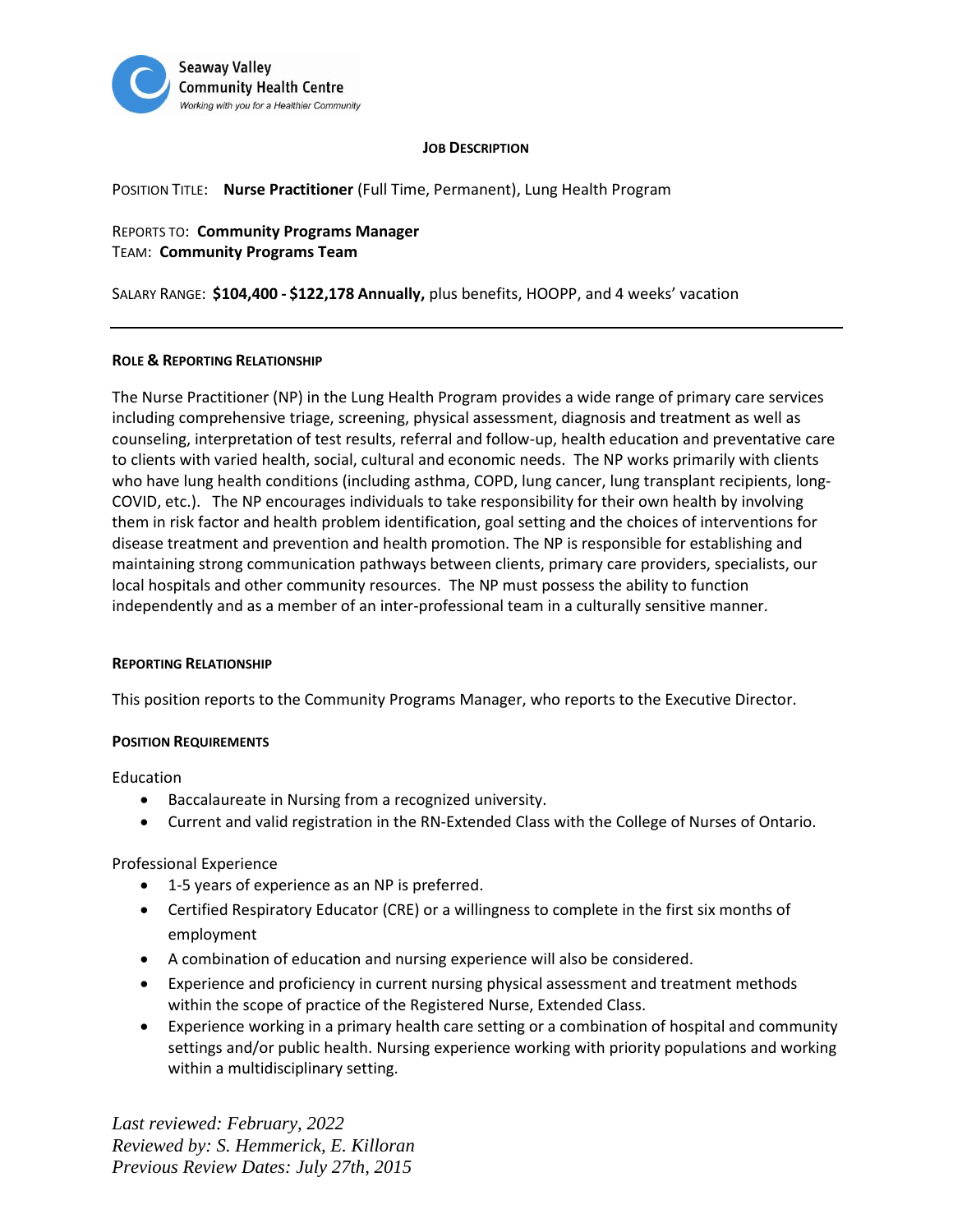Seaway Valley Community Health Centre

*Working with you for a Healthier Community*

## JOB DESCRIPTION

POSITION TITLE: **Nurse Practitioner** (Full Time, Permanent), Lung Health Program

REPORTS TO: **Community Programs Manager**
TEAM: **Community Programs Team**

SALARY RANGE: **$104,400 - $122,178 Annually,** plus benefits, HOOPP, and 4 weeks' vacation

---

### ROLE & REPORTING RELATIONSHIP

The Nurse Practitioner (NP) in the Lung Health Program provides a wide range of primary care services including comprehensive triage, screening, physical assessment, diagnosis and treatment as well as counseling, interpretation of test results, referral and follow-up, health education and preventative care to clients with varied health, social, cultural and economic needs. The NP works primarily with clients who have lung health conditions (including asthma, COPD, lung cancer, lung transplant recipients, long-COVID, etc.). The NP encourages individuals to take responsibility for their own health by involving them in risk factor and health problem identification, goal setting and the choices of interventions for disease treatment and prevention and health promotion. The NP is responsible for establishing and maintaining strong communication pathways between clients, primary care providers, specialists, our local hospitals and other community resources. The NP must possess the ability to function independently and as a member of an inter-professional team in a culturally sensitive manner.

### REPORTING RELATIONSHIP

This position reports to the Community Programs Manager, who reports to the Executive Director.

### POSITION REQUIREMENTS

Education

- Baccalaureate in Nursing from a recognized university.
- Current and valid registration in the RN-Extended Class with the College of Nurses of Ontario.

Professional Experience

- 1-5 years of experience as an NP is preferred.
- Certified Respiratory Educator (CRE) or a willingness to complete in the first six months of employment
- A combination of education and nursing experience will also be considered.
- Experience and proficiency in current nursing physical assessment and treatment methods within the scope of practice of the Registered Nurse, Extended Class.
- Experience working in a primary health care setting or a combination of hospital and community settings and/or public health. Nursing experience working with priority populations and working within a multidisciplinary setting.

*Last reviewed: February, 2022*
*Reviewed by: S. Hemmerick, E. Killoran*
*Previous Review Dates: July 27th, 2015*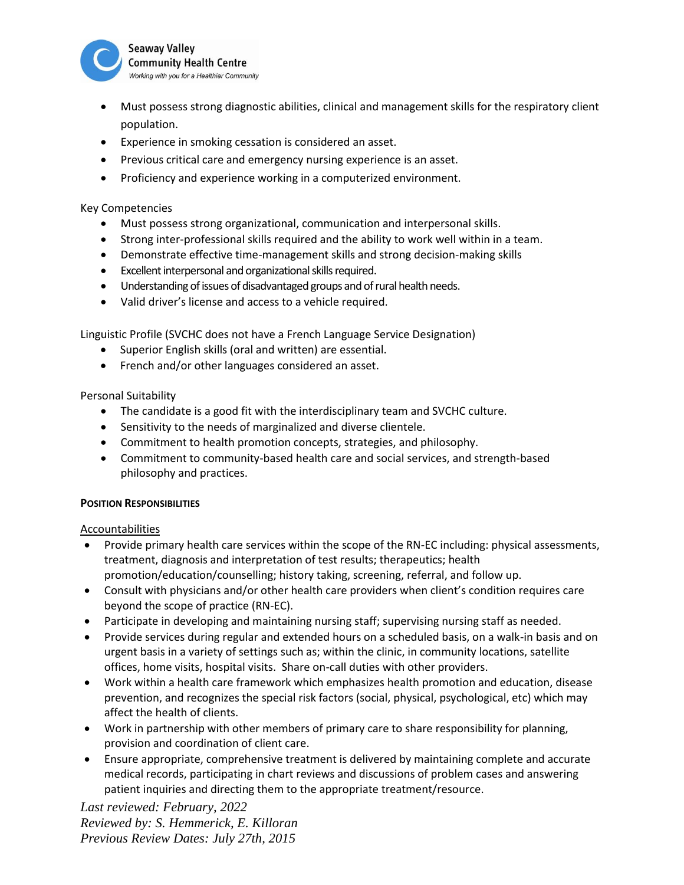- Must possess strong diagnostic abilities, clinical and management skills for the respiratory client population.
- Experience in smoking cessation is considered an asset.
- Previous critical care and emergency nursing experience is an asset.
- Proficiency and experience working in a computerized environment.

Key Competencies

- Must possess strong organizational, communication and interpersonal skills.
- Strong inter-professional skills required and the ability to work well within in a team.
- Demonstrate effective time-management skills and strong decision-making skills
- Excellent interpersonal and organizational skills required.
- Understanding of issues of disadvantaged groups and of rural health needs.
- Valid driver's license and access to a vehicle required.

Linguistic Profile (SVCHC does not have a French Language Service Designation)

- Superior English skills (oral and written) are essential.
- French and/or other languages considered an asset.

Personal Suitability

- The candidate is a good fit with the interdisciplinary team and SVCHC culture.
- Sensitivity to the needs of marginalized and diverse clientele.
- Commitment to health promotion concepts, strategies, and philosophy.
- Commitment to community-based health care and social services, and strength-based philosophy and practices.

**POSITION RESPONSIBILITIES**

Accountabilities

- Provide primary health care services within the scope of the RN-EC including: physical assessments, treatment, diagnosis and interpretation of test results; therapeutics; health promotion/education/counselling; history taking, screening, referral, and follow up.
- Consult with physicians and/or other health care providers when client's condition requires care beyond the scope of practice (RN-EC).
- Participate in developing and maintaining nursing staff; supervising nursing staff as needed.
- Provide services during regular and extended hours on a scheduled basis, on a walk-in basis and on urgent basis in a variety of settings such as; within the clinic, in community locations, satellite offices, home visits, hospital visits. Share on-call duties with other providers.
- Work within a health care framework which emphasizes health promotion and education, disease prevention, and recognizes the special risk factors (social, physical, psychological, etc) which may affect the health of clients.
- Work in partnership with other members of primary care to share responsibility for planning, provision and coordination of client care.
- Ensure appropriate, comprehensive treatment is delivered by maintaining complete and accurate medical records, participating in chart reviews and discussions of problem cases and answering patient inquiries and directing them to the appropriate treatment/resource.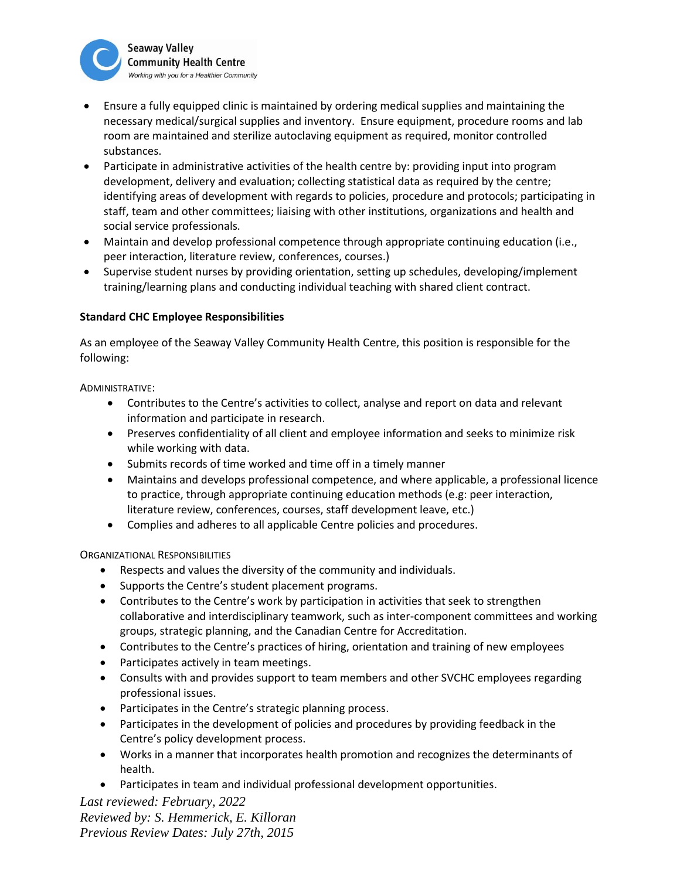- Ensure a fully equipped clinic is maintained by ordering medical supplies and maintaining the necessary medical/surgical supplies and inventory. Ensure equipment, procedure rooms and lab room are maintained and sterilize autoclaving equipment as required, monitor controlled substances.
- Participate in administrative activities of the health centre by: providing input into program development, delivery and evaluation; collecting statistical data as required by the centre; identifying areas of development with regards to policies, procedure and protocols; participating in staff, team and other committees; liaising with other institutions, organizations and health and social service professionals.
- Maintain and develop professional competence through appropriate continuing education (i.e., peer interaction, literature review, conferences, courses.)
- Supervise student nurses by providing orientation, setting up schedules, developing/implement training/learning plans and conducting individual teaching with shared client contract.

**Standard CHC Employee Responsibilities**

As an employee of the Seaway Valley Community Health Centre, this position is responsible for the following:

ADMINISTRATIVE:

- Contributes to the Centre's activities to collect, analyse and report on data and relevant information and participate in research.
- Preserves confidentiality of all client and employee information and seeks to minimize risk while working with data.
- Submits records of time worked and time off in a timely manner
- Maintains and develops professional competence, and where applicable, a professional licence to practice, through appropriate continuing education methods (e.g: peer interaction, literature review, conferences, courses, staff development leave, etc.)
- Complies and adheres to all applicable Centre policies and procedures.

ORGANIZATIONAL RESPONSIBILITIES

- Respects and values the diversity of the community and individuals.
- Supports the Centre's student placement programs.
- Contributes to the Centre's work by participation in activities that seek to strengthen collaborative and interdisciplinary teamwork, such as inter-component committees and working groups, strategic planning, and the Canadian Centre for Accreditation.
- Contributes to the Centre's practices of hiring, orientation and training of new employees
- Participates actively in team meetings.
- Consults with and provides support to team members and other SVCHC employees regarding professional issues.
- Participates in the Centre's strategic planning process.
- Participates in the development of policies and procedures by providing feedback in the Centre's policy development process.
- Works in a manner that incorporates health promotion and recognizes the determinants of health.
- Participates in team and individual professional development opportunities.

*Last reviewed: February, 2022*
*Reviewed by: S. Hemmerick, E. Killoran*
*Previous Review Dates: July 27th, 2015*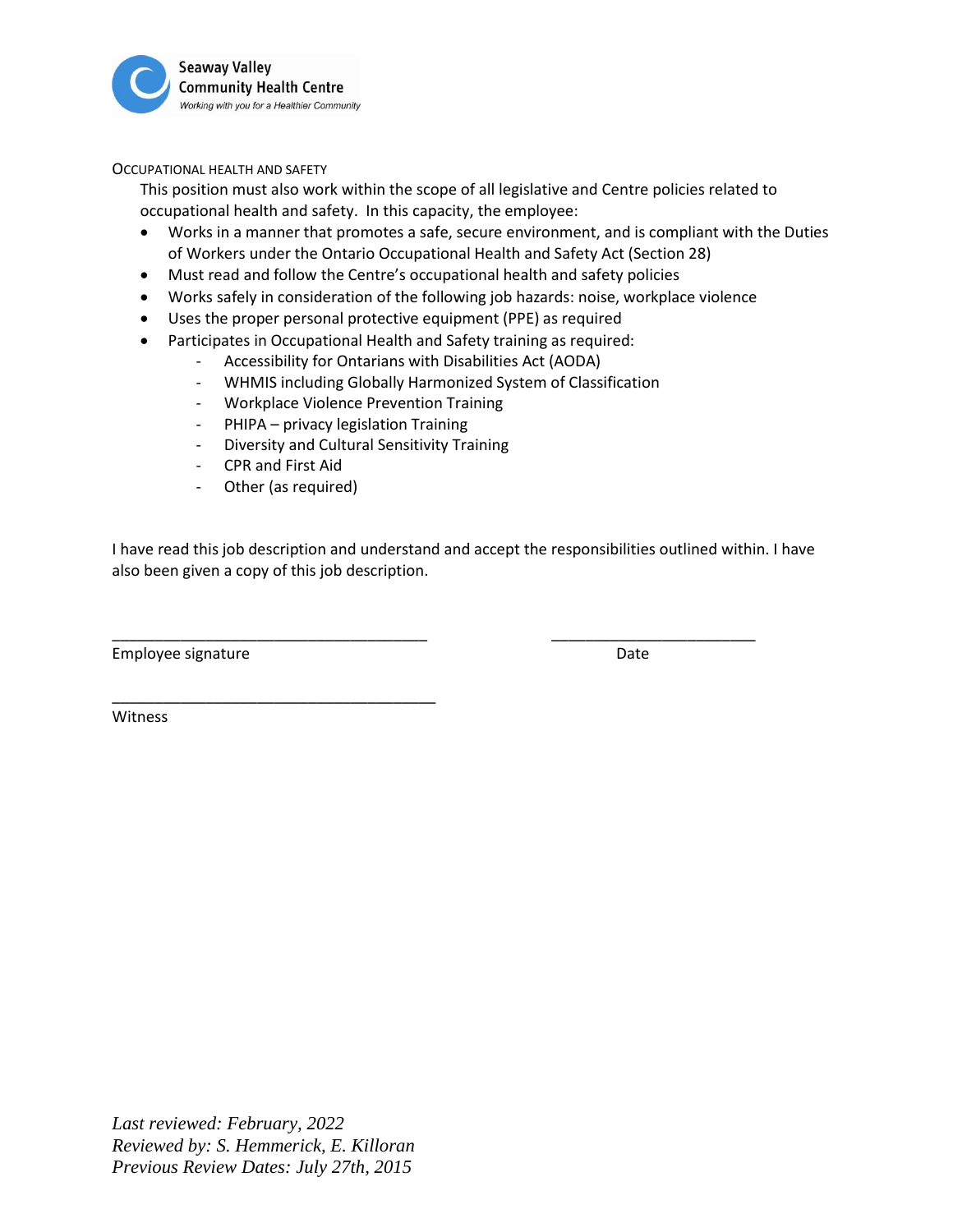Seaway Valley
Community Health Centre
*Working with you for a Healthier Community*

## OCCUPATIONAL HEALTH AND SAFETY

This position must also work within the scope of all legislative and Centre policies related to occupational health and safety. In this capacity, the employee:

- Works in a manner that promotes a safe, secure environment, and is compliant with the Duties of Workers under the Ontario Occupational Health and Safety Act (Section 28)
- Must read and follow the Centre's occupational health and safety policies
- Works safely in consideration of the following job hazards: noise, workplace violence
- Uses the proper personal protective equipment (PPE) as required
- Participates in Occupational Health and Safety training as required:
  - Accessibility for Ontarians with Disabilities Act (AODA)
  - WHMIS including Globally Harmonized System of Classification
  - Workplace Violence Prevention Training
  - PHIPA – privacy legislation Training
  - Diversity and Cultural Sensitivity Training
  - CPR and First Aid
  - Other (as required)

I have read this job description and understand and accept the responsibilities outlined within. I have also been given a copy of this job description.

_____________________________________ &nbsp;&nbsp;&nbsp;&nbsp;&nbsp;&nbsp;&nbsp;&nbsp; ________________________

Employee signature &nbsp;&nbsp;&nbsp;&nbsp;&nbsp;&nbsp;&nbsp;&nbsp;&nbsp;&nbsp;&nbsp;&nbsp;&nbsp;&nbsp;&nbsp;&nbsp;&nbsp;&nbsp;&nbsp;&nbsp;&nbsp;&nbsp;&nbsp;&nbsp; Date

______________________________________

Witness

*Last reviewed: February, 2022*
*Reviewed by: S. Hemmerick, E. Killoran*
*Previous Review Dates: July 27th, 2015*